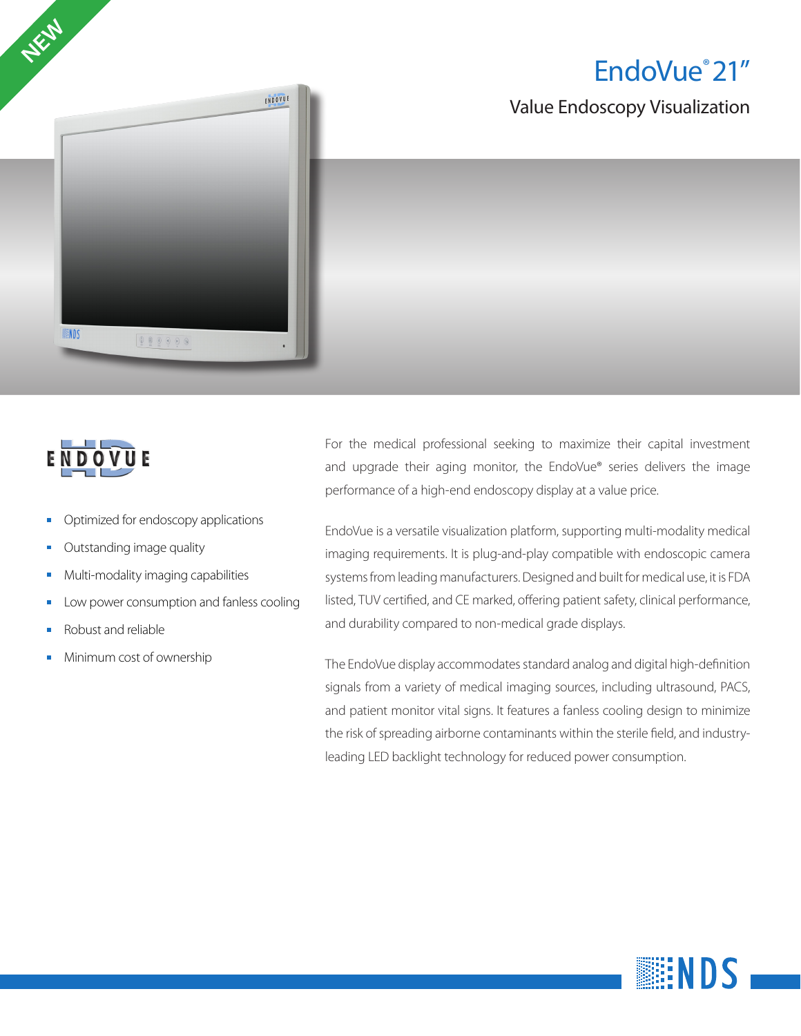NEW

# EndoVue® 21"

## Value Endoscopy Visualization

- Optimized for endoscopy applications
- Outstanding image quality
- Multi-modality imaging capabilities
- Low power consumption and fanless cooling
- Robust and reliable
- Minimum cost of ownership

For the medical professional seeking to maximize their capital investment and upgrade their aging monitor, the EndoVue® series delivers the image performance of a high-end endoscopy display at a value price.

EndoVue is a versatile visualization platform, supporting multi-modality medical imaging requirements. It is plug-and-play compatible with endoscopic camera systems from leading manufacturers. Designed and built for medical use, it is FDA listed, TUV certified, and CE marked, offering patient safety, clinical performance, and durability compared to non-medical grade displays.

The EndoVue display accommodates standard analog and digital high-definition signals from a variety of medical imaging sources, including ultrasound, PACS, and patient monitor vital signs. It features a fanless cooling design to minimize the risk of spreading airborne contaminants within the sterile field, and industry-leading LED backlight technology for reduced power consumption.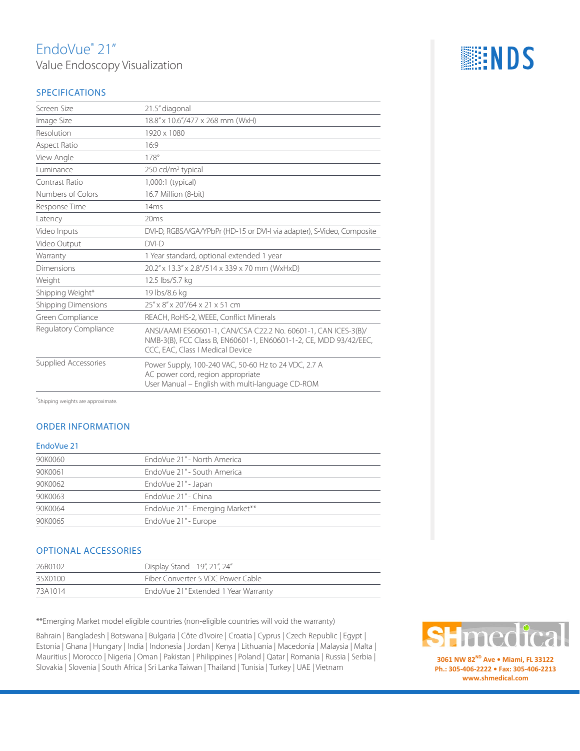# EndoVue® 21"

## Value Endoscopy Visualization

NDS

### SPECIFICATIONS

| | |
|---|---|
| Screen Size | 21.5" diagonal |
| Image Size | 18.8" x 10.6"/477 x 268 mm (WxH) |
| Resolution | 1920 x 1080 |
| Aspect Ratio | 16:9 |
| View Angle | 178° |
| Luminance | 250 cd/m² typical |
| Contrast Ratio | 1,000:1 (typical) |
| Numbers of Colors | 16.7 Million (8-bit) |
| Response Time | 14ms |
| Latency | 20ms |
| Video Inputs | DVI-D, RGBS/VGA/YPbPr (HD-15 or DVI-I via adapter), S-Video, Composite |
| Video Output | DVI-D |
| Warranty | 1 Year standard, optional extended 1 year |
| Dimensions | 20.2" x 13.3" x 2.8"/514 x 339 x 70 mm (WxHxD) |
| Weight | 12.5 lbs/5.7 kg |
| Shipping Weight* | 19 lbs/8.6 kg |
| Shipping Dimensions | 25" x 8" x 20"/64 x 21 x 51 cm |
| Green Compliance | REACH, RoHS-2, WEEE, Conflict Minerals |
| Regulatory Compliance | ANSI/AAMI ES60601-1, CAN/CSA C22.2 No. 60601-1, CAN ICES-3(B)/ NMB-3(B), FCC Class B, EN60601-1, EN60601-1-2, CE, MDD 93/42/EEC, CCC, EAC, Class I Medical Device |
| Supplied Accessories | Power Supply, 100-240 VAC, 50-60 Hz to 24 VDC, 2.7 A<br>AC power cord, region appropriate<br>User Manual – English with multi-language CD-ROM |

*Shipping weights are approximate.

### ORDER INFORMATION

#### EndoVue 21

| | |
|---|---|
| 90K0060 | EndoVue 21" - North America |
| 90K0061 | EndoVue 21" - South America |
| 90K0062 | EndoVue 21" - Japan |
| 90K0063 | EndoVue 21" - China |
| 90K0064 | EndoVue 21" - Emerging Market** |
| 90K0065 | EndoVue 21" - Europe |

### OPTIONAL ACCESSORIES

| | |
|---|---|
| 26B0102 | Display Stand - 19", 21", 24" |
| 35X0100 | Fiber Converter 5 VDC Power Cable |
| 73A1014 | EndoVue 21" Extended 1 Year Warranty |

**Emerging Market model eligible countries (non-eligible countries will void the warranty)

Bahrain | Bangladesh | Botswana | Bulgaria | Côte d'Ivoire | Croatia | Cyprus | Czech Republic | Egypt | Estonia | Ghana | Hungary | India | Indonesia | Jordan | Kenya | Lithuania | Macedonia | Malaysia | Malta | Mauritius | Morocco | Nigeria | Oman | Pakistan | Philippines | Poland | Qatar | Romania | Russia | Serbia | Slovakia | Slovenia | South Africa | Sri Lanka Taiwan | Thailand | Tunisia | Turkey | UAE | Vietnam

SHmedical

3061 NW 82ND Ave • Miami, FL 33122
Ph.: 305-406-2222 • Fax: 305-406-2213
www.shmedical.com